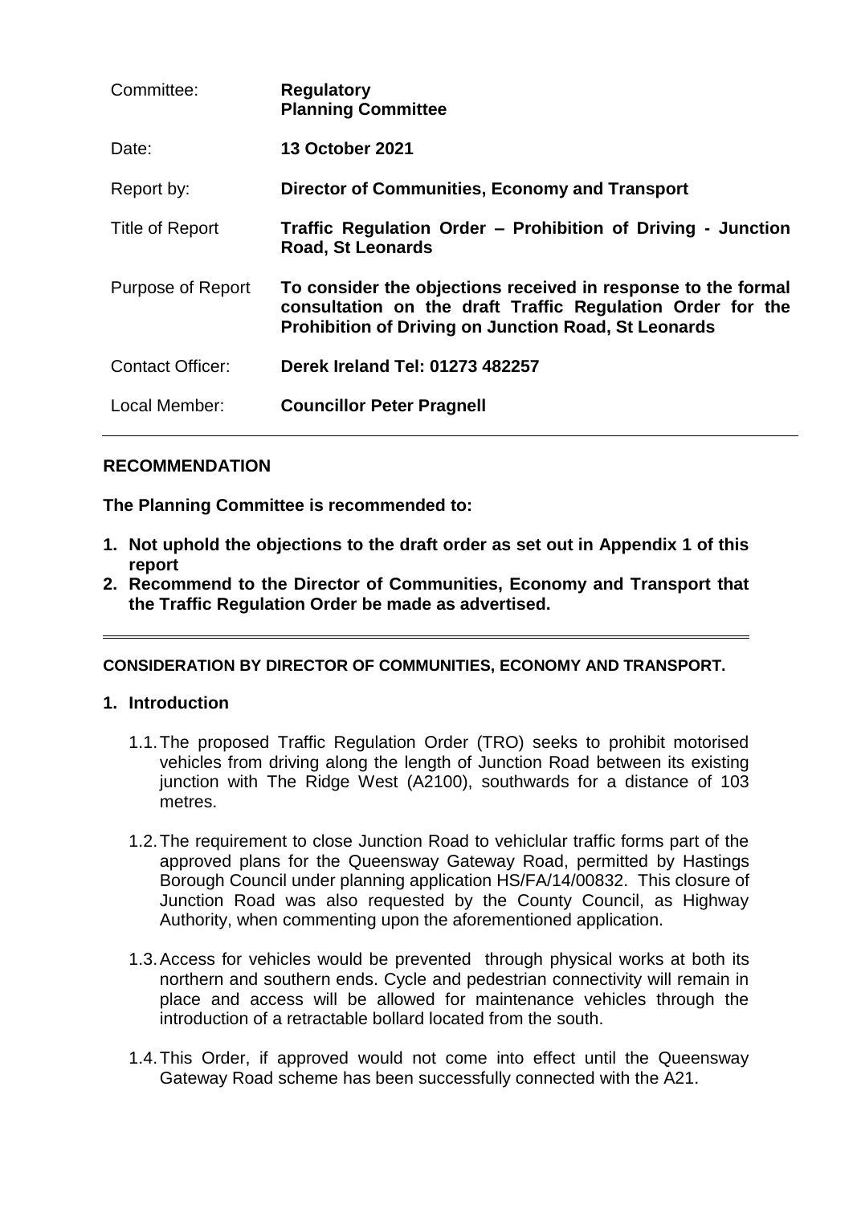| | |
|---|---|
| Committee: | **Regulatory Planning Committee** |
| Date: | **13 October 2021** |
| Report by: | **Director of Communities, Economy and Transport** |
| Title of Report | **Traffic Regulation Order – Prohibition of Driving - Junction Road, St Leonards** |
| Purpose of Report | **To consider the objections received in response to the formal consultation on the draft Traffic Regulation Order for the Prohibition of Driving on Junction Road, St Leonards** |
| Contact Officer: | **Derek Ireland Tel: 01273 482257** |
| Local Member: | **Councillor Peter Pragnell** |

**RECOMMENDATION**

**The Planning Committee is recommended to:**

1. **Not uphold the objections to the draft order as set out in Appendix 1 of this report**
2. **Recommend to the Director of Communities, Economy and Transport that the Traffic Regulation Order be made as advertised.**

---

**CONSIDERATION BY DIRECTOR OF COMMUNITIES, ECONOMY AND TRANSPORT.**

**1. Introduction**

1.1. The proposed Traffic Regulation Order (TRO) seeks to prohibit motorised vehicles from driving along the length of Junction Road between its existing junction with The Ridge West (A2100), southwards for a distance of 103 metres.

1.2. The requirement to close Junction Road to vehiclular traffic forms part of the approved plans for the Queensway Gateway Road, permitted by Hastings Borough Council under planning application HS/FA/14/00832. This closure of Junction Road was also requested by the County Council, as Highway Authority, when commenting upon the aforementioned application.

1.3. Access for vehicles would be prevented through physical works at both its northern and southern ends. Cycle and pedestrian connectivity will remain in place and access will be allowed for maintenance vehicles through the introduction of a retractable bollard located from the south.

1.4. This Order, if approved would not come into effect until the Queensway Gateway Road scheme has been successfully connected with the A21.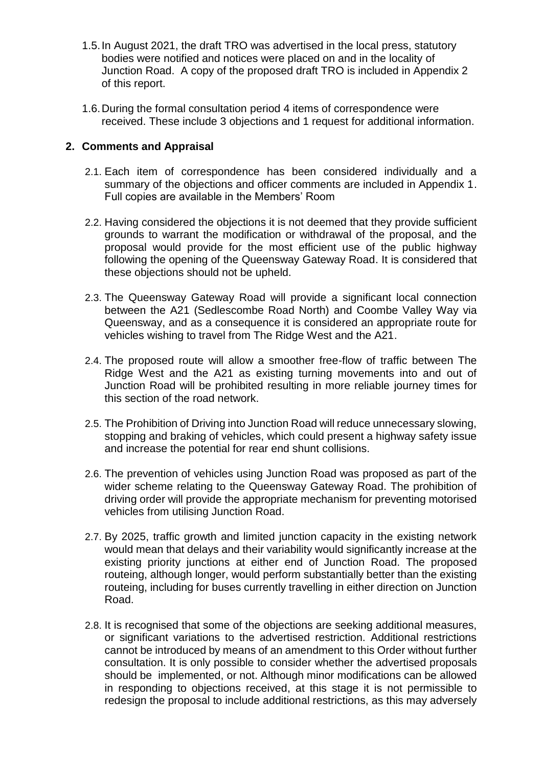1.5. In August 2021, the draft TRO was advertised in the local press, statutory bodies were notified and notices were placed on and in the locality of Junction Road. A copy of the proposed draft TRO is included in Appendix 2 of this report.

1.6. During the formal consultation period 4 items of correspondence were received. These include 3 objections and 1 request for additional information.

## 2. Comments and Appraisal

2.1. Each item of correspondence has been considered individually and a summary of the objections and officer comments are included in Appendix 1. Full copies are available in the Members' Room

2.2. Having considered the objections it is not deemed that they provide sufficient grounds to warrant the modification or withdrawal of the proposal, and the proposal would provide for the most efficient use of the public highway following the opening of the Queensway Gateway Road. It is considered that these objections should not be upheld.

2.3. The Queensway Gateway Road will provide a significant local connection between the A21 (Sedlescombe Road North) and Coombe Valley Way via Queensway, and as a consequence it is considered an appropriate route for vehicles wishing to travel from The Ridge West and the A21.

2.4. The proposed route will allow a smoother free-flow of traffic between The Ridge West and the A21 as existing turning movements into and out of Junction Road will be prohibited resulting in more reliable journey times for this section of the road network.

2.5. The Prohibition of Driving into Junction Road will reduce unnecessary slowing, stopping and braking of vehicles, which could present a highway safety issue and increase the potential for rear end shunt collisions.

2.6. The prevention of vehicles using Junction Road was proposed as part of the wider scheme relating to the Queensway Gateway Road. The prohibition of driving order will provide the appropriate mechanism for preventing motorised vehicles from utilising Junction Road.

2.7. By 2025, traffic growth and limited junction capacity in the existing network would mean that delays and their variability would significantly increase at the existing priority junctions at either end of Junction Road. The proposed routeing, although longer, would perform substantially better than the existing routeing, including for buses currently travelling in either direction on Junction Road.

2.8. It is recognised that some of the objections are seeking additional measures, or significant variations to the advertised restriction. Additional restrictions cannot be introduced by means of an amendment to this Order without further consultation. It is only possible to consider whether the advertised proposals should be implemented, or not. Although minor modifications can be allowed in responding to objections received, at this stage it is not permissible to redesign the proposal to include additional restrictions, as this may adversely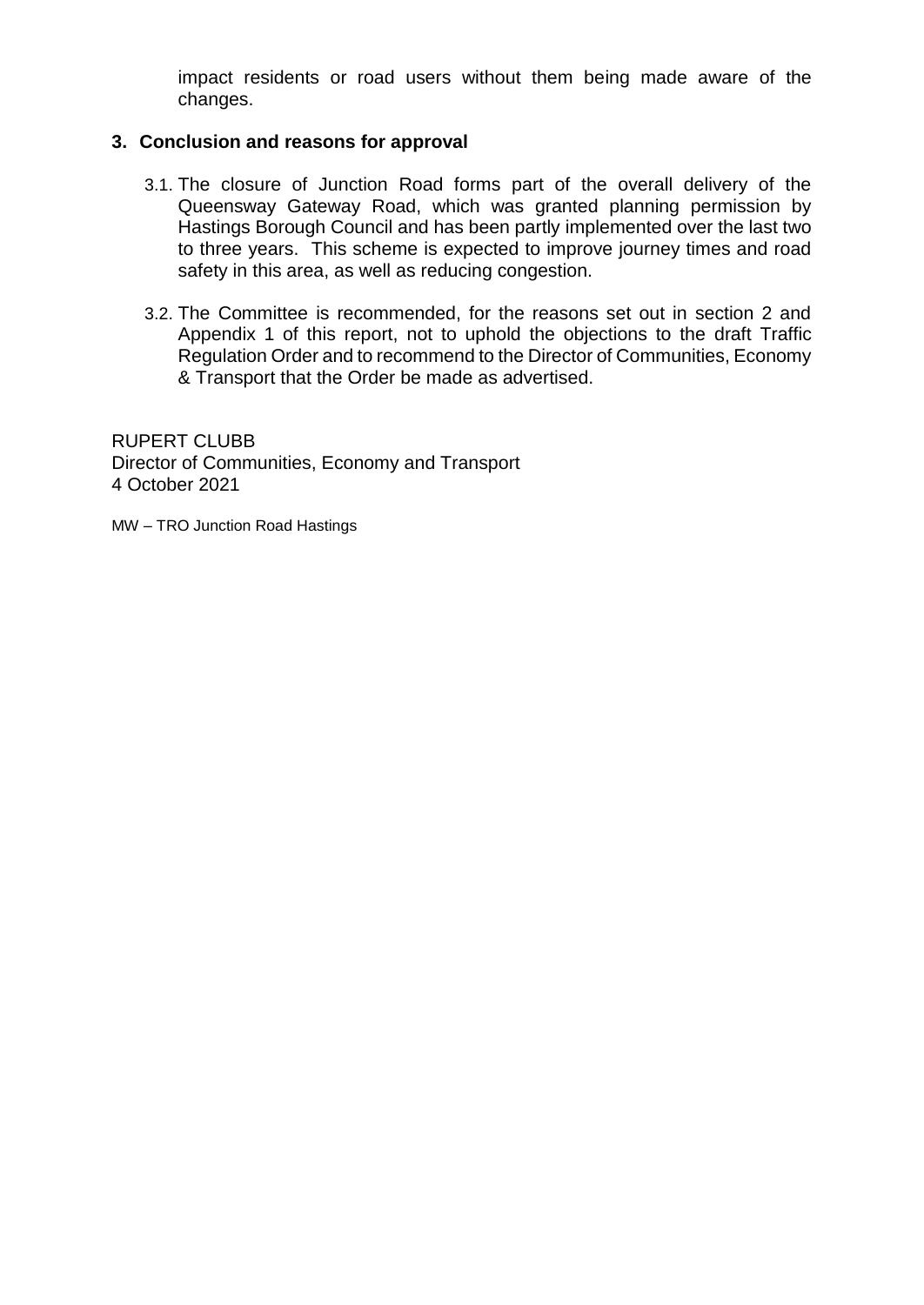impact residents or road users without them being made aware of the changes.

## 3. Conclusion and reasons for approval

3.1. The closure of Junction Road forms part of the overall delivery of the Queensway Gateway Road, which was granted planning permission by Hastings Borough Council and has been partly implemented over the last two to three years. This scheme is expected to improve journey times and road safety in this area, as well as reducing congestion.

3.2. The Committee is recommended, for the reasons set out in section 2 and Appendix 1 of this report, not to uphold the objections to the draft Traffic Regulation Order and to recommend to the Director of Communities, Economy & Transport that the Order be made as advertised.

RUPERT CLUBB
Director of Communities, Economy and Transport
4 October 2021

MW – TRO Junction Road Hastings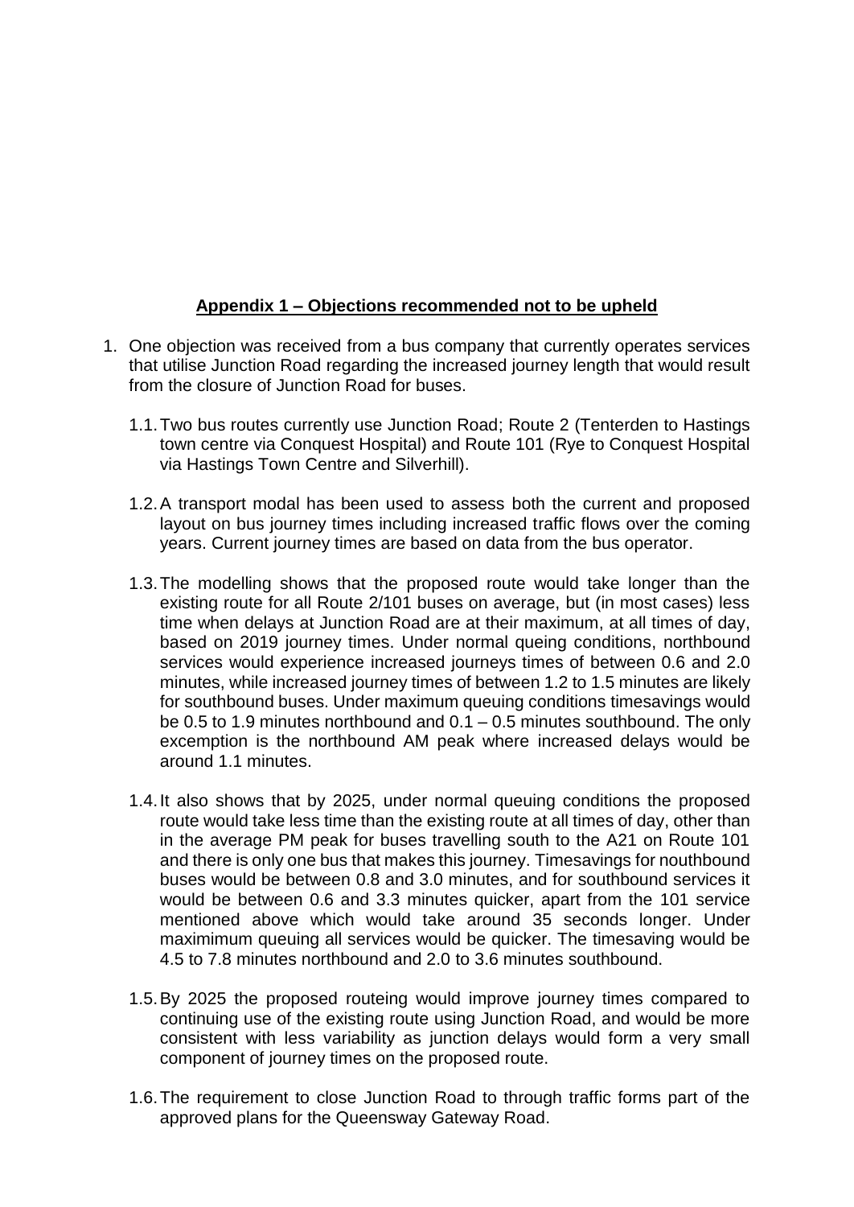**Appendix 1 – Objections recommended not to be upheld**

1. One objection was received from a bus company that currently operates services that utilise Junction Road regarding the increased journey length that would result from the closure of Junction Road for buses.

   1.1. Two bus routes currently use Junction Road; Route 2 (Tenterden to Hastings town centre via Conquest Hospital) and Route 101 (Rye to Conquest Hospital via Hastings Town Centre and Silverhill).

   1.2. A transport modal has been used to assess both the current and proposed layout on bus journey times including increased traffic flows over the coming years. Current journey times are based on data from the bus operator.

   1.3. The modelling shows that the proposed route would take longer than the existing route for all Route 2/101 buses on average, but (in most cases) less time when delays at Junction Road are at their maximum, at all times of day, based on 2019 journey times. Under normal queing conditions, northbound services would experience increased journeys times of between 0.6 and 2.0 minutes, while increased journey times of between 1.2 to 1.5 minutes are likely for southbound buses. Under maximum queuing conditions timesavings would be 0.5 to 1.9 minutes northbound and 0.1 – 0.5 minutes southbound. The only excemption is the northbound AM peak where increased delays would be around 1.1 minutes.

   1.4. It also shows that by 2025, under normal queuing conditions the proposed route would take less time than the existing route at all times of day, other than in the average PM peak for buses travelling south to the A21 on Route 101 and there is only one bus that makes this journey. Timesavings for nouthbound buses would be between 0.8 and 3.0 minutes, and for southbound services it would be between 0.6 and 3.3 minutes quicker, apart from the 101 service mentioned above which would take around 35 seconds longer. Under maximimum queuing all services would be quicker. The timesaving would be 4.5 to 7.8 minutes northbound and 2.0 to 3.6 minutes southbound.

   1.5. By 2025 the proposed routeing would improve journey times compared to continuing use of the existing route using Junction Road, and would be more consistent with less variability as junction delays would form a very small component of journey times on the proposed route.

   1.6. The requirement to close Junction Road to through traffic forms part of the approved plans for the Queensway Gateway Road.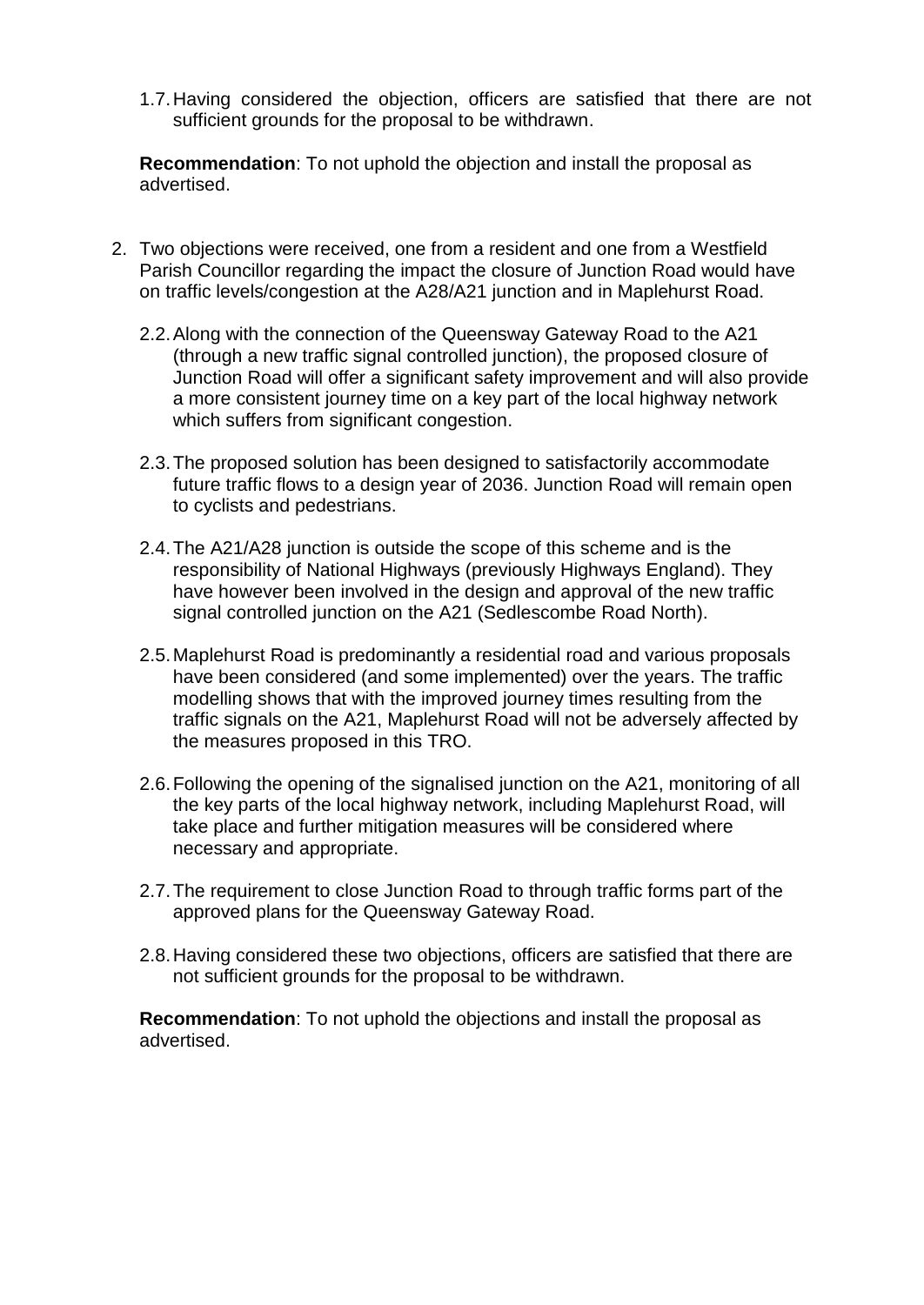1.7. Having considered the objection, officers are satisfied that there are not sufficient grounds for the proposal to be withdrawn.

**Recommendation**: To not uphold the objection and install the proposal as advertised.

2. Two objections were received, one from a resident and one from a Westfield Parish Councillor regarding the impact the closure of Junction Road would have on traffic levels/congestion at the A28/A21 junction and in Maplehurst Road.

   2.2. Along with the connection of the Queensway Gateway Road to the A21 (through a new traffic signal controlled junction), the proposed closure of Junction Road will offer a significant safety improvement and will also provide a more consistent journey time on a key part of the local highway network which suffers from significant congestion.

   2.3. The proposed solution has been designed to satisfactorily accommodate future traffic flows to a design year of 2036. Junction Road will remain open to cyclists and pedestrians.

   2.4. The A21/A28 junction is outside the scope of this scheme and is the responsibility of National Highways (previously Highways England). They have however been involved in the design and approval of the new traffic signal controlled junction on the A21 (Sedlescombe Road North).

   2.5. Maplehurst Road is predominantly a residential road and various proposals have been considered (and some implemented) over the years. The traffic modelling shows that with the improved journey times resulting from the traffic signals on the A21, Maplehurst Road will not be adversely affected by the measures proposed in this TRO.

   2.6. Following the opening of the signalised junction on the A21, monitoring of all the key parts of the local highway network, including Maplehurst Road, will take place and further mitigation measures will be considered where necessary and appropriate.

   2.7. The requirement to close Junction Road to through traffic forms part of the approved plans for the Queensway Gateway Road.

   2.8. Having considered these two objections, officers are satisfied that there are not sufficient grounds for the proposal to be withdrawn.

**Recommendation**: To not uphold the objections and install the proposal as advertised.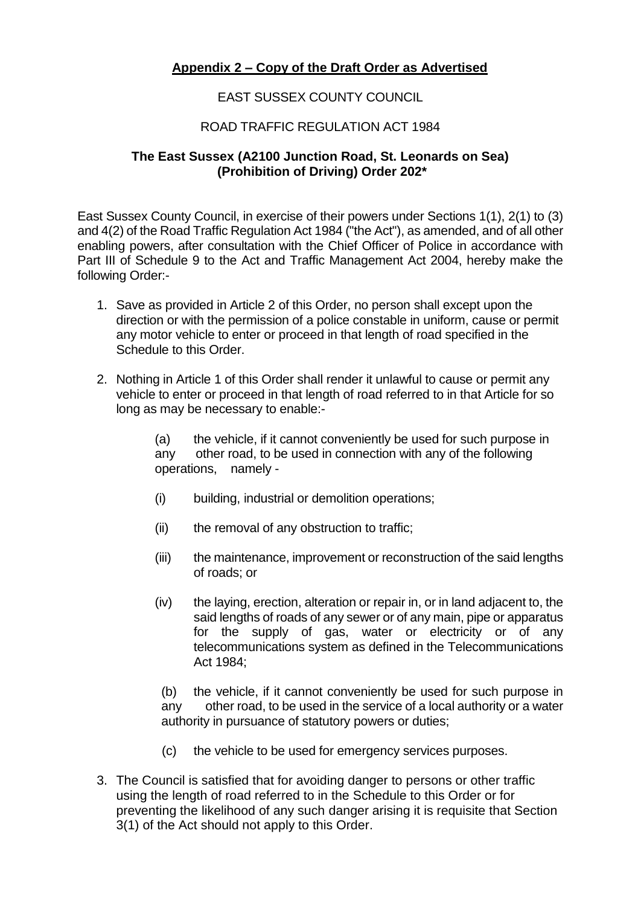## Appendix 2 – Copy of the Draft Order as Advertised

EAST SUSSEX COUNTY COUNCIL

ROAD TRAFFIC REGULATION ACT 1984

**The East Sussex (A2100 Junction Road, St. Leonards on Sea) (Prohibition of Driving) Order 202***

East Sussex County Council, in exercise of their powers under Sections 1(1), 2(1) to (3) and 4(2) of the Road Traffic Regulation Act 1984 ("the Act"), as amended, and of all other enabling powers, after consultation with the Chief Officer of Police in accordance with Part III of Schedule 9 to the Act and Traffic Management Act 2004, hereby make the following Order:-

1. Save as provided in Article 2 of this Order, no person shall except upon the direction or with the permission of a police constable in uniform, cause or permit any motor vehicle to enter or proceed in that length of road specified in the Schedule to this Order.

2. Nothing in Article 1 of this Order shall render it unlawful to cause or permit any vehicle to enter or proceed in that length of road referred to in that Article for so long as may be necessary to enable:-

    (a) the vehicle, if it cannot conveniently be used for such purpose in any other road, to be used in connection with any of the following operations, namely -

    (i) building, industrial or demolition operations;

    (ii) the removal of any obstruction to traffic;

    (iii) the maintenance, improvement or reconstruction of the said lengths of roads; or

    (iv) the laying, erection, alteration or repair in, or in land adjacent to, the said lengths of roads of any sewer or of any main, pipe or apparatus for the supply of gas, water or electricity or of any telecommunications system as defined in the Telecommunications Act 1984;

    (b) the vehicle, if it cannot conveniently be used for such purpose in any other road, to be used in the service of a local authority or a water authority in pursuance of statutory powers or duties;

    (c) the vehicle to be used for emergency services purposes.

3. The Council is satisfied that for avoiding danger to persons or other traffic using the length of road referred to in the Schedule to this Order or for preventing the likelihood of any such danger arising it is requisite that Section 3(1) of the Act should not apply to this Order.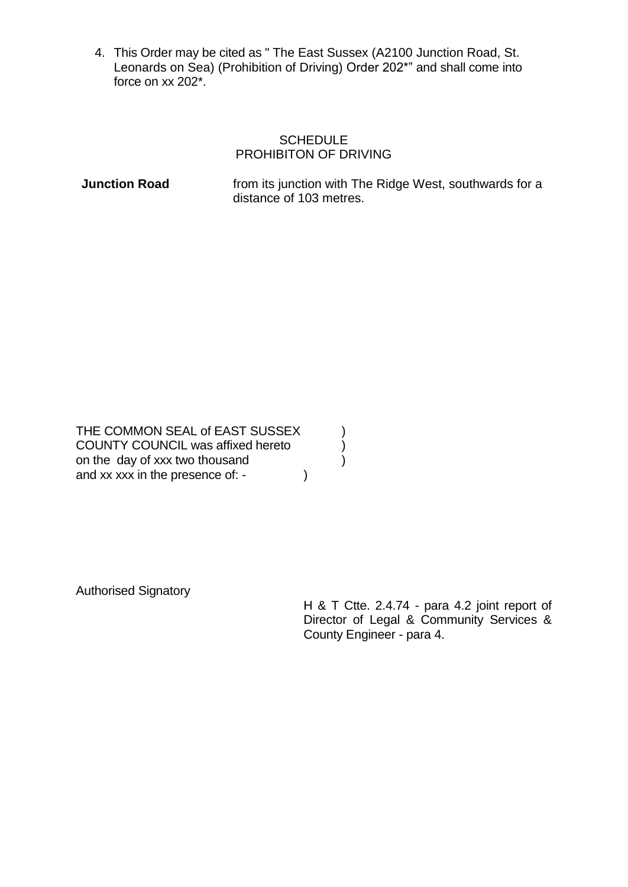4. This Order may be cited as " The East Sussex (A2100 Junction Road, St. Leonards on Sea) (Prohibition of Driving) Order 202*" and shall come into force on xx 202*.

SCHEDULE
PROHIBITON OF DRIVING

| | |
|---|---|
| **Junction Road** | from its junction with The Ridge West, southwards for a distance of 103 metres. |

THE COMMON SEAL of EAST SUSSEX )
COUNTY COUNCIL was affixed hereto )
on the day of xxx two thousand )
and xx xxx in the presence of: - )

Authorised Signatory

H & T Ctte. 2.4.74 - para 4.2 joint report of Director of Legal & Community Services & County Engineer - para 4.